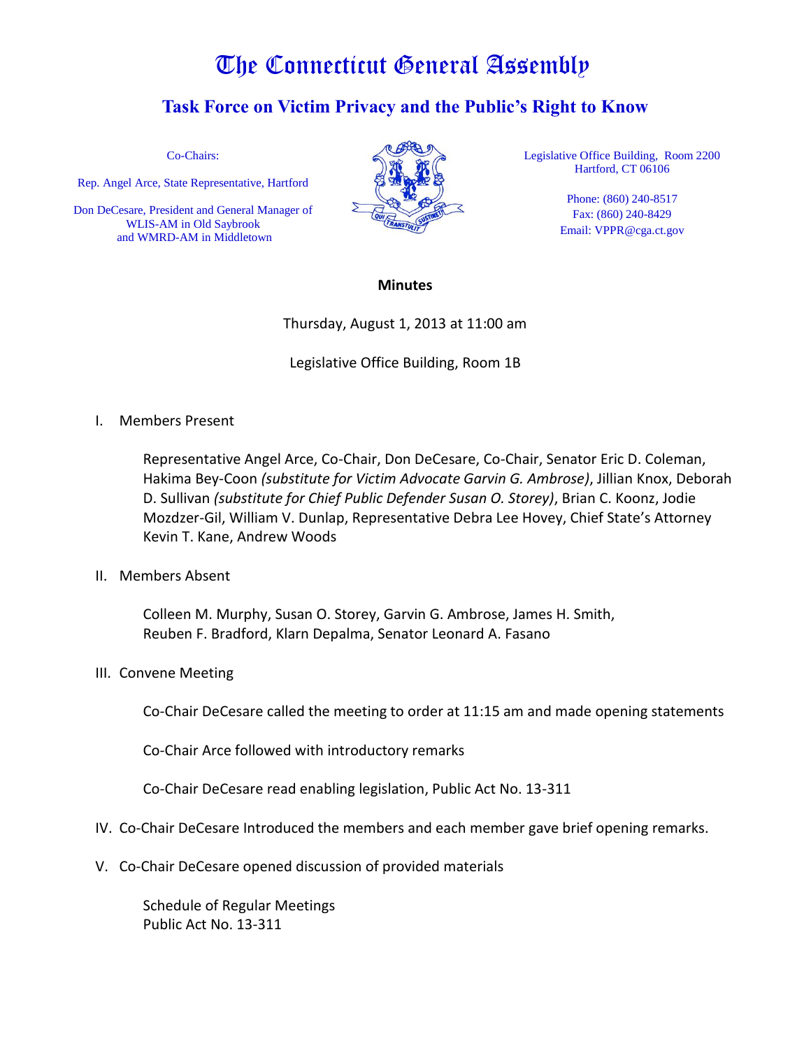# The Connecticut General Assembly

## Task Force on Victim Privacy and the Public's Right to Know

Co-Chairs:

Rep. Angel Arce, State Representative, Hartford

Don DeCesare, President and General Manager of WLIS-AM in Old Saybrook and WMRD-AM in Middletown

Legislative Office Building, Room 2200
Hartford, CT 06106

Phone: (860) 240-8517
Fax: (860) 240-8429
Email: VPPR@cga.ct.gov

**Minutes**

Thursday, August 1, 2013 at 11:00 am

Legislative Office Building, Room 1B

I. Members Present

Representative Angel Arce, Co-Chair, Don DeCesare, Co-Chair, Senator Eric D. Coleman, Hakima Bey-Coon *(substitute for Victim Advocate Garvin G. Ambrose)*, Jillian Knox, Deborah D. Sullivan *(substitute for Chief Public Defender Susan O. Storey)*, Brian C. Koonz, Jodie Mozdzer-Gil, William V. Dunlap, Representative Debra Lee Hovey, Chief State's Attorney Kevin T. Kane, Andrew Woods

II. Members Absent

Colleen M. Murphy, Susan O. Storey, Garvin G. Ambrose, James H. Smith, Reuben F. Bradford, Klarn Depalma, Senator Leonard A. Fasano

III. Convene Meeting

Co-Chair DeCesare called the meeting to order at 11:15 am and made opening statements

Co-Chair Arce followed with introductory remarks

Co-Chair DeCesare read enabling legislation, Public Act No. 13-311

IV. Co-Chair DeCesare Introduced the members and each member gave brief opening remarks.

V. Co-Chair DeCesare opened discussion of provided materials

Schedule of Regular Meetings
Public Act No. 13-311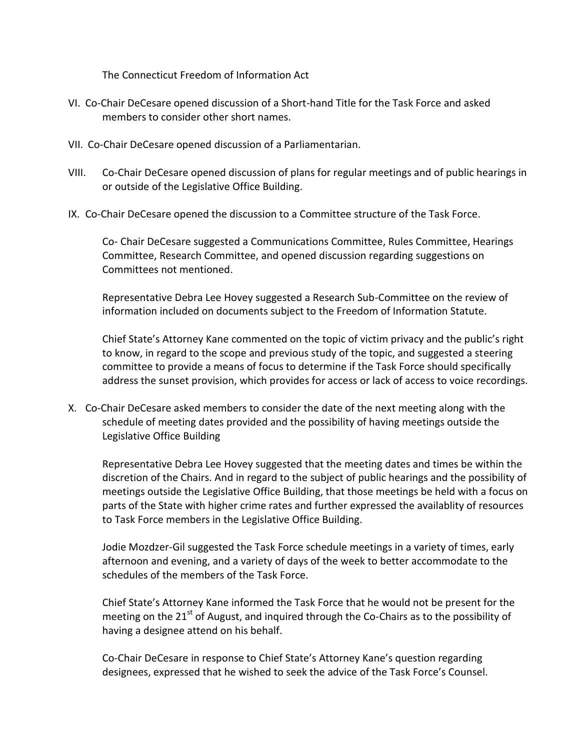The Connecticut Freedom of Information Act

VI. Co-Chair DeCesare opened discussion of a Short-hand Title for the Task Force and asked members to consider other short names.

VII. Co-Chair DeCesare opened discussion of a Parliamentarian.

VIII. Co-Chair DeCesare opened discussion of plans for regular meetings and of public hearings in or outside of the Legislative Office Building.

IX. Co-Chair DeCesare opened the discussion to a Committee structure of the Task Force.

Co- Chair DeCesare suggested a Communications Committee, Rules Committee, Hearings Committee, Research Committee, and opened discussion regarding suggestions on Committees not mentioned.

Representative Debra Lee Hovey suggested a Research Sub-Committee on the review of information included on documents subject to the Freedom of Information Statute.

Chief State's Attorney Kane commented on the topic of victim privacy and the public's right to know, in regard to the scope and previous study of the topic, and suggested a steering committee to provide a means of focus to determine if the Task Force should specifically address the sunset provision, which provides for access or lack of access to voice recordings.

X. Co-Chair DeCesare asked members to consider the date of the next meeting along with the schedule of meeting dates provided and the possibility of having meetings outside the Legislative Office Building

Representative Debra Lee Hovey suggested that the meeting dates and times be within the discretion of the Chairs. And in regard to the subject of public hearings and the possibility of meetings outside the Legislative Office Building, that those meetings be held with a focus on parts of the State with higher crime rates and further expressed the availablity of resources to Task Force members in the Legislative Office Building.

Jodie Mozdzer-Gil suggested the Task Force schedule meetings in a variety of times, early afternoon and evening, and a variety of days of the week to better accommodate to the schedules of the members of the Task Force.

Chief State's Attorney Kane informed the Task Force that he would not be present for the meeting on the 21st of August, and inquired through the Co-Chairs as to the possibility of having a designee attend on his behalf.

Co-Chair DeCesare in response to Chief State's Attorney Kane's question regarding designees, expressed that he wished to seek the advice of the Task Force's Counsel.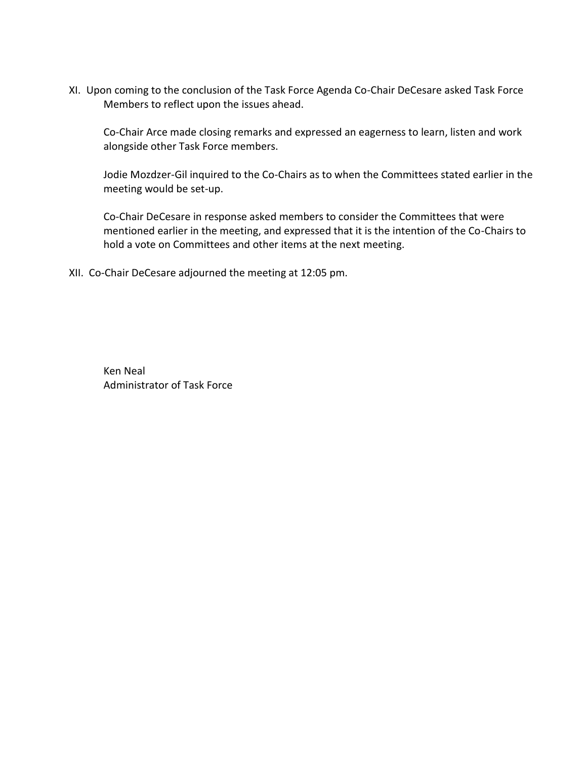XI. Upon coming to the conclusion of the Task Force Agenda Co-Chair DeCesare asked Task Force Members to reflect upon the issues ahead.

Co-Chair Arce made closing remarks and expressed an eagerness to learn, listen and work alongside other Task Force members.

Jodie Mozdzer-Gil inquired to the Co-Chairs as to when the Committees stated earlier in the meeting would be set-up.

Co-Chair DeCesare in response asked members to consider the Committees that were mentioned earlier in the meeting, and expressed that it is the intention of the Co-Chairs to hold a vote on Committees and other items at the next meeting.

XII. Co-Chair DeCesare adjourned the meeting at 12:05 pm.

Ken Neal
Administrator of Task Force